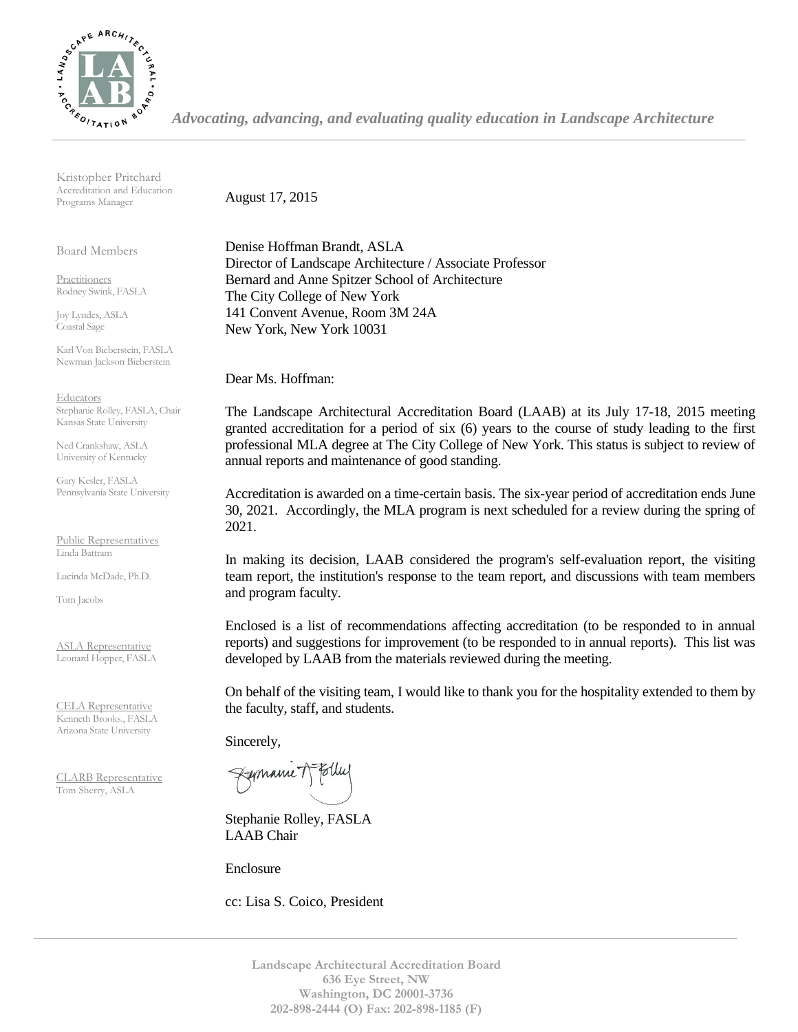*Advocating, advancing, and evaluating quality education in Landscape Architecture*

Kristopher Pritchard
Accreditation and Education Programs Manager

Board Members

Practitioners
Rodney Swink, FASLA

Joy Lyndes, ASLA
Coastal Sage

Karl Von Bieberstein, FASLA
Newman Jackson Bieberstein

Educators
Stephanie Rolley, FASLA, Chair
Kansas State University

Ned Crankshaw, ASLA
University of Kentucky

Gary Kesler, FASLA
Pennsylvania State University

Public Representatives
Linda Battram

Lucinda McDade, Ph.D.

Tom Jacobs

ASLA Representative
Leonard Hopper, FASLA

CELA Representative
Kenneth Brooks., FASLA
Arizona State University

CLARB Representative
Tom Sherry, ASLA

August 17, 2015

Denise Hoffman Brandt, ASLA
Director of Landscape Architecture / Associate Professor
Bernard and Anne Spitzer School of Architecture
The City College of New York
141 Convent Avenue, Room 3M 24A
New York, New York 10031

Dear Ms. Hoffman:

The Landscape Architectural Accreditation Board (LAAB) at its July 17-18, 2015 meeting granted accreditation for a period of six (6) years to the course of study leading to the first professional MLA degree at The City College of New York. This status is subject to review of annual reports and maintenance of good standing.

Accreditation is awarded on a time-certain basis. The six-year period of accreditation ends June 30, 2021. Accordingly, the MLA program is next scheduled for a review during the spring of 2021.

In making its decision, LAAB considered the program's self-evaluation report, the visiting team report, the institution's response to the team report, and discussions with team members and program faculty.

Enclosed is a list of recommendations affecting accreditation (to be responded to in annual reports) and suggestions for improvement (to be responded to in annual reports). This list was developed by LAAB from the materials reviewed during the meeting.

On behalf of the visiting team, I would like to thank you for the hospitality extended to them by the faculty, staff, and students.

Sincerely,

Stephanie Rolley, FASLA
LAAB Chair

Enclosure

cc: Lisa S. Coico, President

Landscape Architectural Accreditation Board
636 Eye Street, NW
Washington, DC 20001-3736
202-898-2444 (O) Fax: 202-898-1185 (F)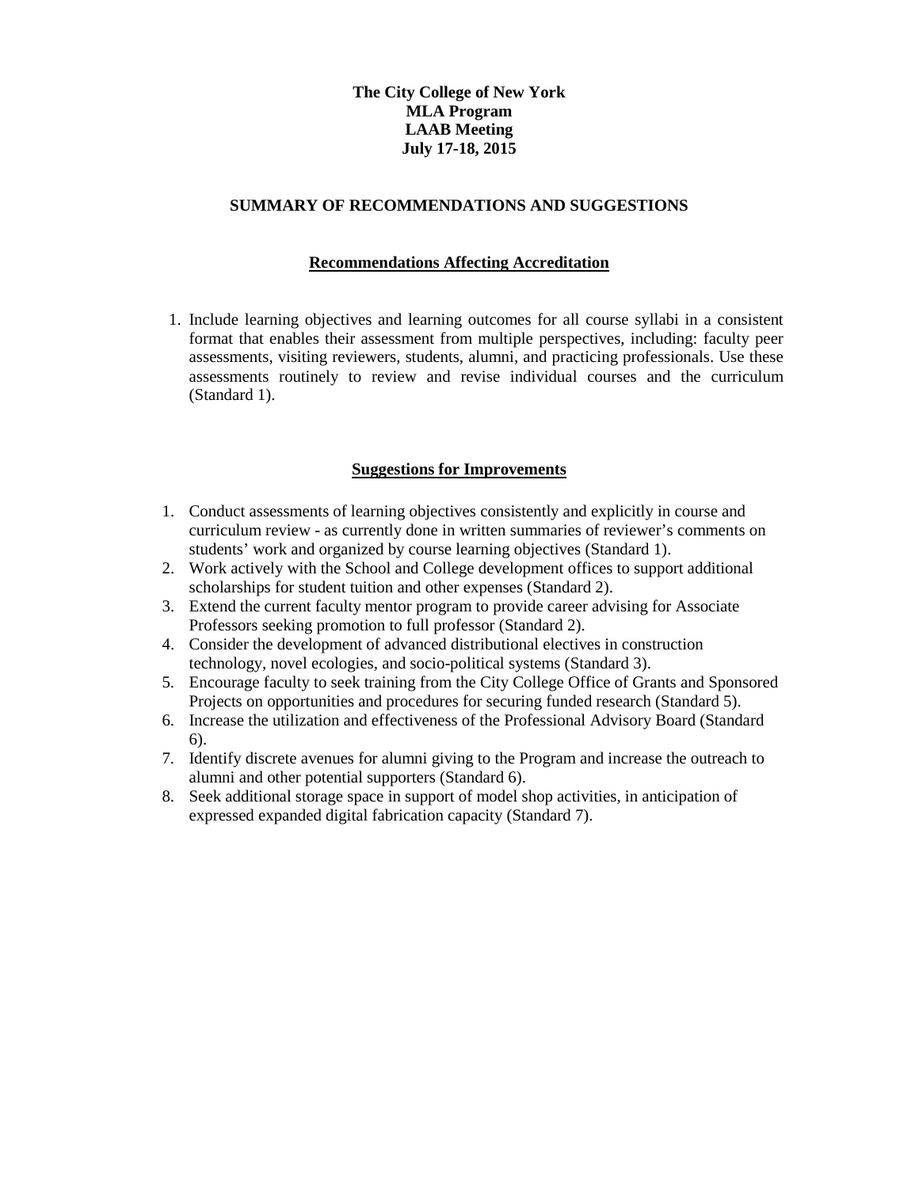**The City College of New York**
**MLA Program**
**LAAB Meeting**
**July 17-18, 2015**

## SUMMARY OF RECOMMENDATIONS AND SUGGESTIONS

### Recommendations Affecting Accreditation

1. Include learning objectives and learning outcomes for all course syllabi in a consistent format that enables their assessment from multiple perspectives, including: faculty peer assessments, visiting reviewers, students, alumni, and practicing professionals. Use these assessments routinely to review and revise individual courses and the curriculum (Standard 1).

### Suggestions for Improvements

1. Conduct assessments of learning objectives consistently and explicitly in course and curriculum review - as currently done in written summaries of reviewer's comments on students' work and organized by course learning objectives (Standard 1).
2. Work actively with the School and College development offices to support additional scholarships for student tuition and other expenses (Standard 2).
3. Extend the current faculty mentor program to provide career advising for Associate Professors seeking promotion to full professor (Standard 2).
4. Consider the development of advanced distributional electives in construction technology, novel ecologies, and socio-political systems (Standard 3).
5. Encourage faculty to seek training from the City College Office of Grants and Sponsored Projects on opportunities and procedures for securing funded research (Standard 5).
6. Increase the utilization and effectiveness of the Professional Advisory Board (Standard 6).
7. Identify discrete avenues for alumni giving to the Program and increase the outreach to alumni and other potential supporters (Standard 6).
8. Seek additional storage space in support of model shop activities, in anticipation of expressed expanded digital fabrication capacity (Standard 7).